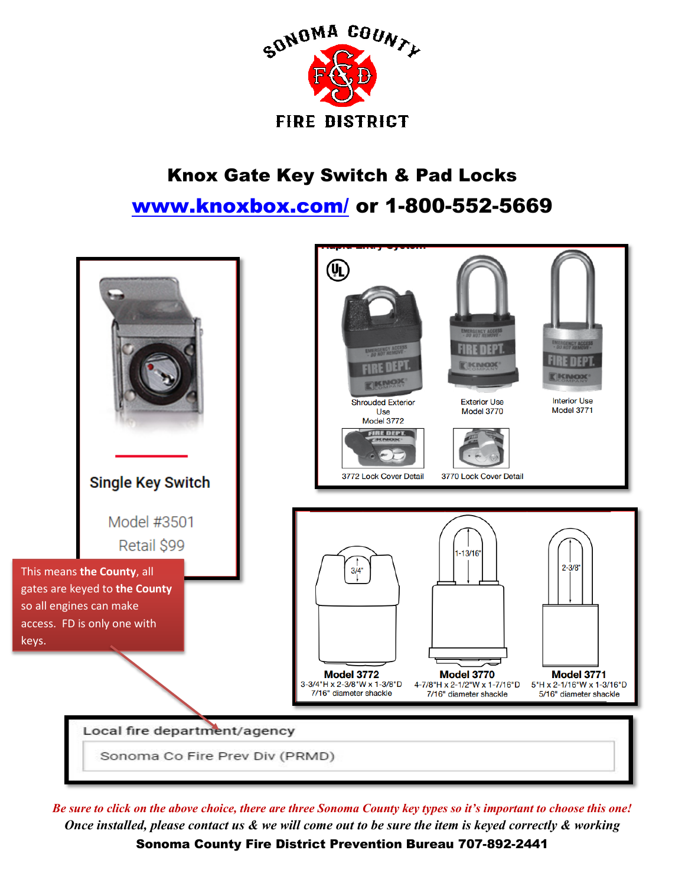SONOMA COUNTY F&D FIRE DISTRICT

# Knox Gate Key Switch & Pad Locks

## www.knoxbox.com/ or 1-800-552-5669

**Single Key Switch**

Model #3501

Retail $99

This means **the County**, all gates are keyed to **the County** so all engines can make access. FD is only one with keys.

Shrouded Exterior Use Model 3772

Exterior Use Model 3770

Interior Use Model 3771

3772 Lock Cover Detail

3770 Lock Cover Detail

**Model 3772**
3-3/4"H x 2-3/8"W x 1-3/8"D
7/16" diameter shackle

**Model 3770**
4-7/8"H x 2-1/2"W x 1-7/16"D
7/16" diameter shackle

**Model 3771**
5"H x 2-1/16"W x 1-3/16"D
5/16" diameter shackle

Local fire department/agency

Sonoma Co Fire Prev Div (PRMD)

***Be sure to click on the above choice, there are three Sonoma County key types so it's important to choose this one!***

*Once installed, please contact us & we will come out to be sure the item is keyed correctly & working*

**Sonoma County Fire District Prevention Bureau 707-892-2441**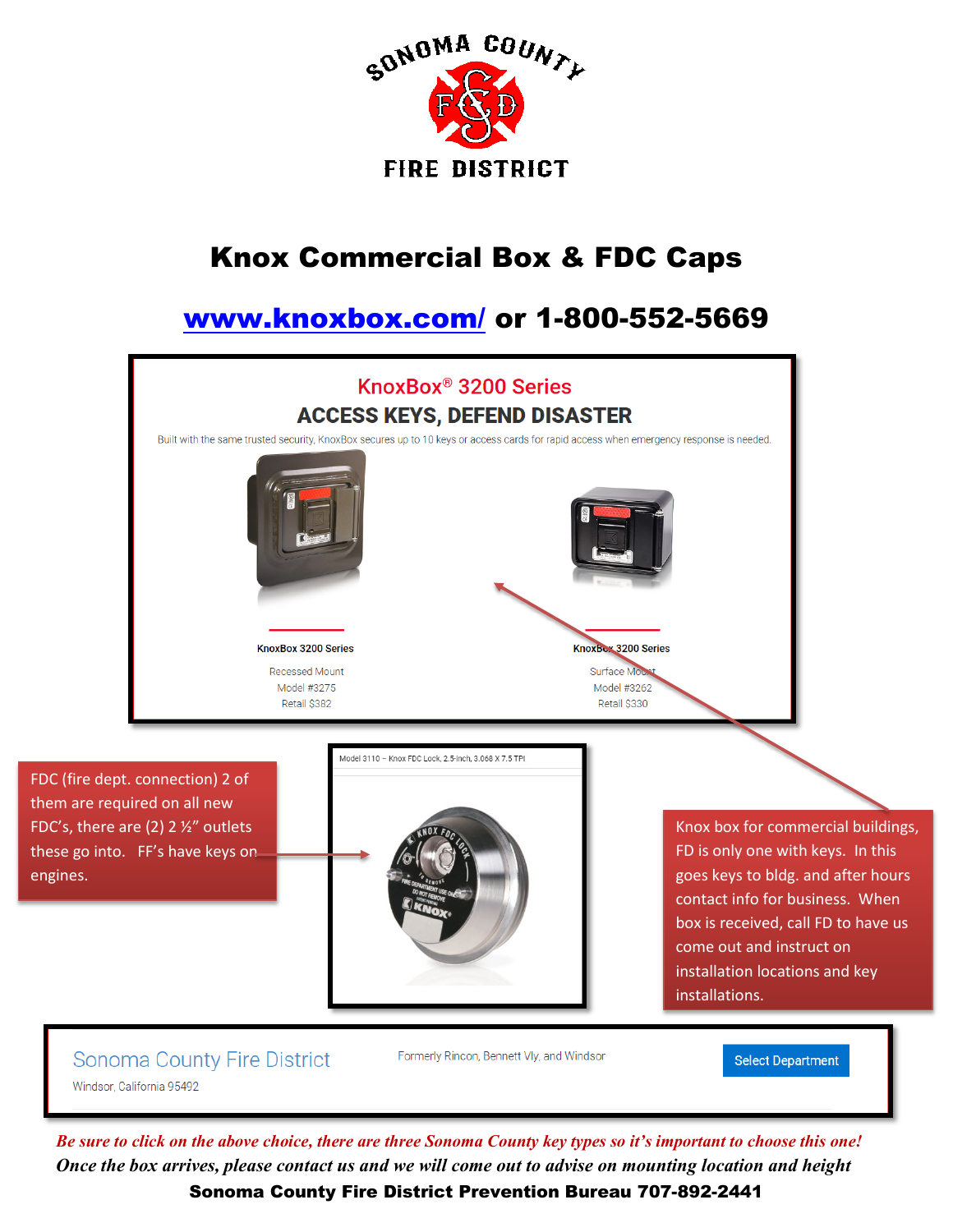SONOMA COUNTY

F & D

FIRE DISTRICT

# Knox Commercial Box & FDC Caps

## www.knoxbox.com/ or 1-800-552-5669

KnoxBox® 3200 Series

**ACCESS KEYS, DEFEND DISASTER**

Built with the same trusted security, KnoxBox secures up to 10 keys or access cards for rapid access when emergency response is needed.

**KnoxBox 3200 Series**

Recessed Mount
Model #3275
Retail $382

**KnoxBox 3200 Series**

Surface Mount
Model #3262
Retail $330

FDC (fire dept. connection) 2 of them are required on all new FDC's, there are (2) 2 ½" outlets these go into. FF's have keys on engines.

Model 3110 – Knox FDC Lock, 2.5-inch, 3.068 X 7.5 TPI

Knox box for commercial buildings, FD is only one with keys. In this goes keys to bldg. and after hours contact info for business. When box is received, call FD to have us come out and instruct on installation locations and key installations.

Sonoma County Fire District
Windsor, California 95492

Formerly Rincon, Bennett Vly, and Windsor

Select Department

***Be sure to click on the above choice, there are three Sonoma County key types so it's important to choose this one!***

***Once the box arrives, please contact us and we will come out to advise on mounting location and height***

**Sonoma County Fire District Prevention Bureau 707-892-2441**